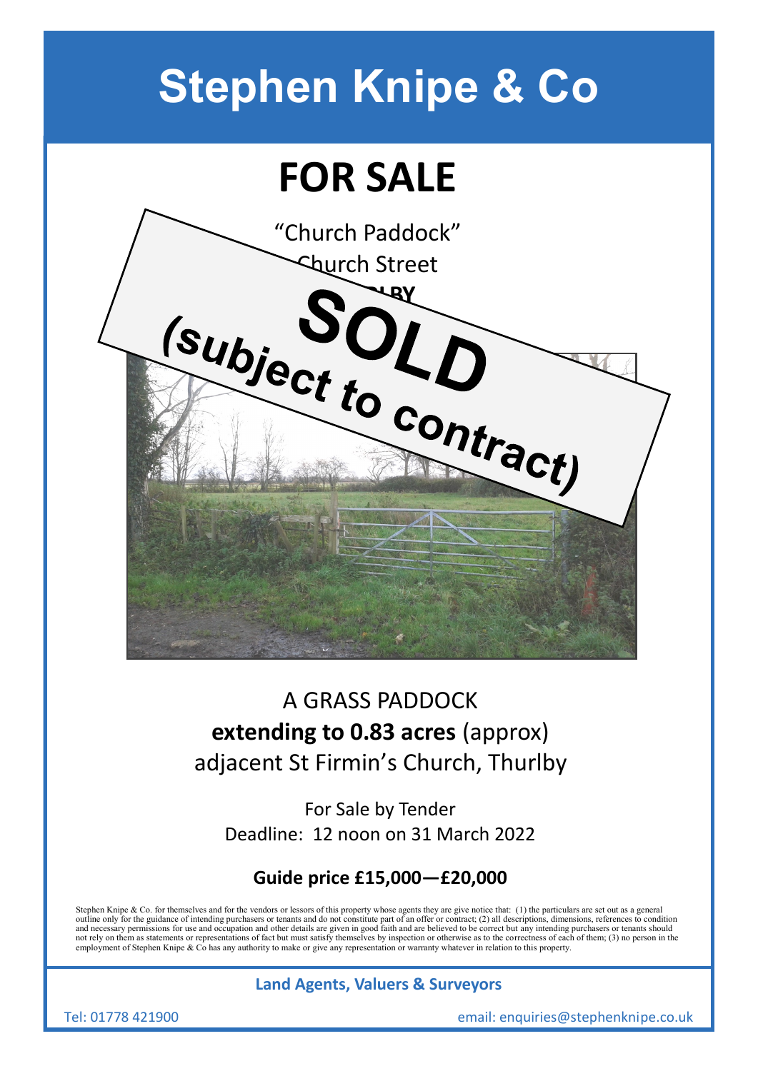# Stephen Knipe & Co

## FOR SALE

"Church Paddock"
Church Street
THURLBY

**SOLD**
**(subject to contract)**

A GRASS PADDOCK
**extending to 0.83 acres** (approx)
adjacent St Firmin's Church, Thurlby

For Sale by Tender
Deadline: 12 noon on 31 March 2022

**Guide price £15,000—£20,000**

Stephen Knipe & Co. for themselves and for the vendors or lessors of this property whose agents they are give notice that: (1) the particulars are set out as a general outline only for the guidance of intending purchasers or tenants and do not constitute part of an offer or contract; (2) all descriptions, dimensions, references to condition and necessary permissions for use and occupation and other details are given in good faith and are believed to be correct but any intending purchasers or tenants should not rely on them as statements or representations of fact but must satisfy themselves by inspection or otherwise as to the correctness of each of them; (3) no person in the employment of Stephen Knipe & Co has any authority to make or give any representation or warranty whatever in relation to this property.

**Land Agents, Valuers & Surveyors**

Tel: 01778 421900 email: enquiries@stephenknipe.co.uk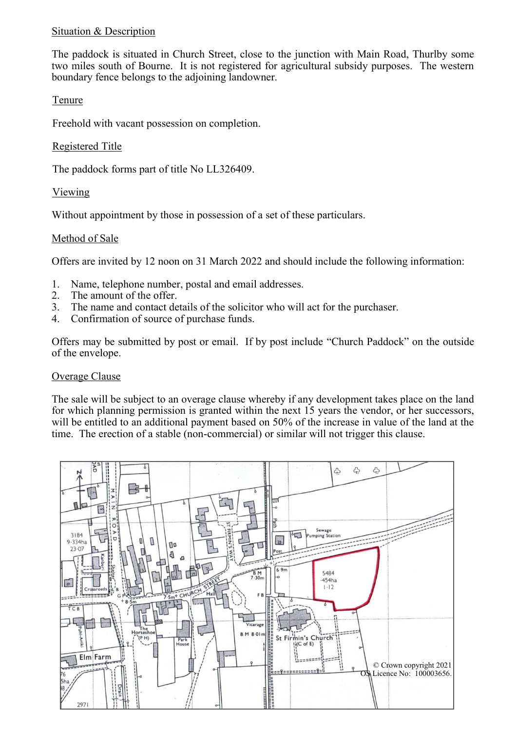Situation & Description

The paddock is situated in Church Street, close to the junction with Main Road, Thurlby some two miles south of Bourne. It is not registered for agricultural subsidy purposes. The western boundary fence belongs to the adjoining landowner.

Tenure

Freehold with vacant possession on completion.

Registered Title

The paddock forms part of title No LL326409.

Viewing

Without appointment by those in possession of a set of these particulars.

Method of Sale

Offers are invited by 12 noon on 31 March 2022 and should include the following information:

1. Name, telephone number, postal and email addresses.
2. The amount of the offer.
3. The name and contact details of the solicitor who will act for the purchaser.
4. Confirmation of source of purchase funds.

Offers may be submitted by post or email. If by post include "Church Paddock" on the outside of the envelope.

Overage Clause

The sale will be subject to an overage clause whereby if any development takes place on the land for which planning permission is granted within the next 15 years the vendor, or her successors, will be entitled to an additional payment based on 50% of the increase in value of the land at the time. The erection of a stable (non-commercial) or similar will not trigger this clause.

© Crown copyright 2021
OS Licence No: 100003656.